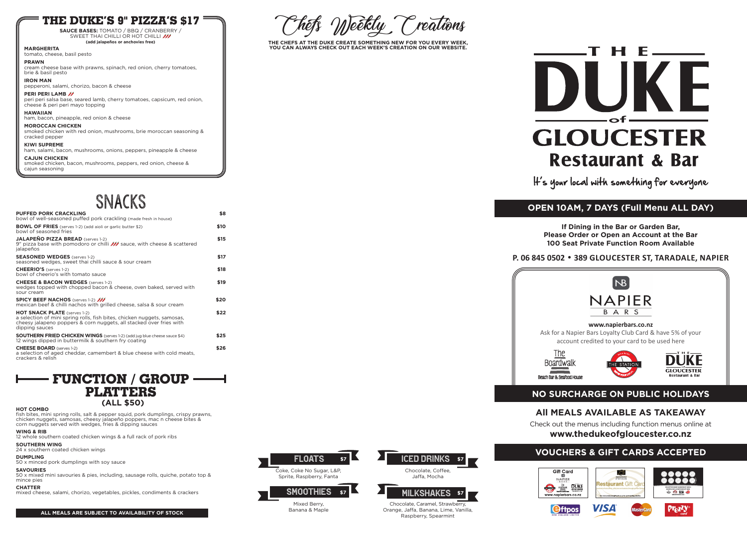## THE DUKE'S 9" PIZZA'S $17

**SAUCE BASES:** TOMATO / BBQ / CRANBERRY / SWEET THAI CHILLI OR HOT CHILLI
**(add jalapeños or anchovies free)**

**MARGHERITA**
tomato, cheese, basil pesto

**PRAWN**
cream cheese base with prawns, spinach, red onion, cherry tomatoes, brie & basil pesto

**IRON MAN**
pepperoni, salami, chorizo, bacon & cheese

**PERI PERI LAMB**
peri peri salsa base, seared lamb, cherry tomatoes, capsicum, red onion, cheese & peri peri mayo topping

**HAWAIIAN**
ham, bacon, pineapple, red onion & cheese

**MOROCCAN CHICKEN**
smoked chicken with red onion, mushrooms, brie moroccan seasoning & cracked pepper

**KIWI SUPREME**
ham, salami, bacon, mushrooms, onions, peppers, pineapple & cheese

**CAJUN CHICKEN**
smoked chicken, bacon, mushrooms, peppers, red onion, cheese & cajun seasoning

## SNACKS

| Item | Price |
|---|---|
| **PUFFED PORK CRACKLING** bowl of well-seasoned puffed pork crackling (made fresh in house) | $8 |
| **BOWL OF FRIES** (serves 1-2) (add aioli or garlic butter $2) bowl of seasoned fries | $10 |
| **JALAPEÑO PIZZA BREAD** (serves 1-2) 9" pizza base with pomodoro or chilli sauce, with cheese & scattered jalapeños | $15 |
| **SEASONED WEDGES** (serves 1-2) seasoned wedges, sweet thai chilli sauce & sour cream | $17 |
| **CHEERIO'S** (serves 1-2) bowl of cheerio's with tomato sauce | $18 |
| **CHEESE & BACON WEDGES** (serves 1-2) wedges topped with chopped bacon & cheese, oven baked, served with sour cream | $19 |
| **SPICY BEEF NACHOS** (serves 1-2) mexican beef & chilli nachos with grilled cheese, salsa & sour cream | $20 |
| **HOT SNACK PLATE** (serves 1-2) a selection of mini spring rolls, fish bites, chicken nuggets, samosas, cheesy jalapeno poppers & corn nuggets, all stacked over fries with dipping sauces | $22 |
| **SOUTHERN FRIED CHICKEN WINGS** (serves 1-2) (add jug blue cheese sauce $4) 12 wings dipped in buttermilk & southern fry coating | $25 |
| **CHEESE BOARD** (serves 1-2) a selection of aged cheddar, camembert & blue cheese with cold meats, crackers & relish | $26 |

## FUNCTION / GROUP PLATTERS
**(ALL $50)**

**HOT COMBO**
fish bites, mini spring rolls, salt & pepper squid, pork dumplings, crispy prawns, chicken nuggets, samosas, cheesy jalapeño poppers, mac n cheese bites & corn nuggets served with wedges, fries & dipping sauces

**WING & RIB**
12 whole southern coated chicken wings & a full rack of pork ribs

**SOUTHERN WING**
24 x southern coated chicken wings

**DUMPLING**
50 x minced pork dumplings with soy sauce

**SAVOURIES**
50 x mixed mini savouries & pies, including, sausage rolls, quiche, potato top & mince pies

**CHATTER**
mixed cheese, salami, chorizo, vegetables, pickles, condiments & crackers

**ALL MEALS ARE SUBJECT TO AVAILABILITY OF STOCK**

## Chefs Weekly Creations

**THE CHEFS AT THE DUKE CREATE SOMETHING NEW FOR YOU EVERY WEEK, YOU CAN ALWAYS CHECK OUT EACH WEEK'S CREATION ON OUR WEBSITE.**

**FLOATS $7**
Coke, Coke No Sugar, L&P, Sprite, Raspberry, Fanta

**SMOOTHIES $7**
Mixed Berry, Banana & Maple

**ICED DRINKS $7**
Chocolate, Coffee, Jaffa, Mocha

**MILKSHAKES $7**
Chocolate, Caramel, Strawberry, Orange, Jaffa, Banana, Lime, Vanilla, Raspberry, Spearmint

# THE DUKE of GLOUCESTER
## Restaurant & Bar

It's your local with something for everyone

### OPEN 10AM, 7 DAYS (Full Menu ALL DAY)

**If Dining in the Bar or Garden Bar, Please Order or Open an Account at the Bar**
**100 Seat Private Function Room Available**

**P. 06 845 0502 • 389 GLOUCESTER ST, TARADALE, NAPIER**

NAPIER BARS

**www.napierbars.co.nz**
Ask for a Napier Bars Loyalty Club Card & have 5% of your account credited to your card to be used here

The Boardwalk Beach Bar & Seafood House — The Station — The Duke of Gloucester Restaurant & Bar

### NO SURCHARGE ON PUBLIC HOLIDAYS

### All MEALS AVAILABLE AS TAKEAWAY

Check out the menus including function menus online at
**www.thedukeofgloucester.co.nz**

### VOUCHERS & GIFT CARDS ACCEPTED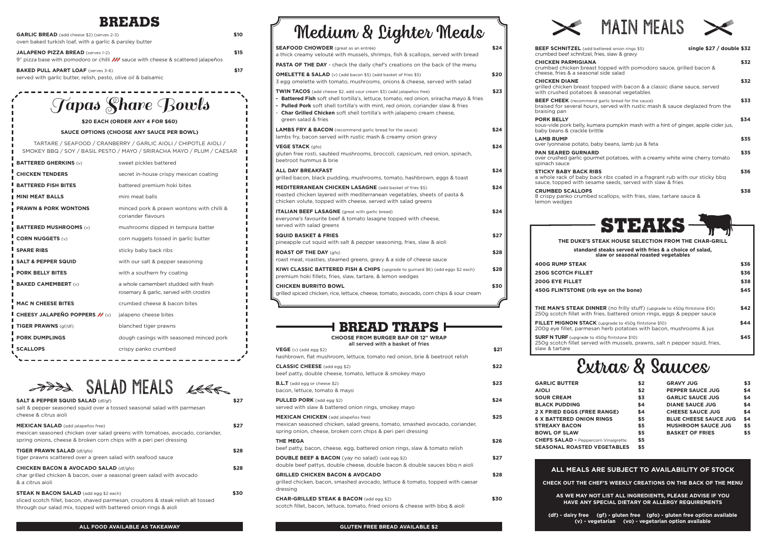# BREADS

**GARLIC BREAD** (add cheese $2) (serves 2-3) **$10**
oven baked turkish loaf, with a garlic & parsley butter

**JALAPENO PIZZA BREAD** (serves 1-2) **$15**
9" pizza base with pomodoro or chilli sauce with cheese & scattered jalapeños

**BAKED PULL APART LOAF** (serves 3-6) **$17**
served with garlic butter, relish, pesto, olive oil & balsamic

# Tapas Share Bowls

**$20 EACH (ORDER ANY 4 FOR $60)**

**SAUCE OPTIONS (CHOOSE ANY SAUCE PER BOWL)**

TARTARE / SEAFOOD / CRANBERRY / GARLIC AIOLI / CHIPOTLE AIOLI / SMOKEY BBQ / SOY / BASIL PESTO / MAYO / SRIRACHA MAYO / PLUM / CAESAR

| | |
|---|---|
| **BATTERED GHERKINS** (v) | sweet pickles battered |
| **CHICKEN TENDERS** | secret in-house crispy mexican coating |
| **BATTERED FISH BITES** | battered premium hoki bites |
| **MINI MEAT BALLS** | mini meat balls |
| **PRAWN & PORK WONTONS** | minced pork & prawn wontons with chilli & coriander flavours |
| **BATTERED MUSHROOMS** (v) | mushrooms dipped in tempura batter |
| **CORN NUGGETS** (v) | corn nuggets tossed in garlic butter |
| **SPARE RIBS** | sticky baby back ribs |
| **SALT & PEPPER SQUID** | with our salt & pepper seasoning |
| **PORK BELLY BITES** | with a southern fry coating |
| **BAKED CAMEMBERT** (v) | a whole camembert studded with fresh rosemary & garlic, served with crostini |
| **MAC N CHEESE BITES** | crumbed cheese & bacon bites |
| **CHEESY JALAPEÑO POPPERS** (v) | jalapeno cheese bites |
| **TIGER PRAWNS** (gf/df) | blanched tiger prawns |
| **PORK DUMPLINGS** | dough casings with seasoned minced pork |
| **SCALLOPS** | crispy panko crumbed |

# SALAD MEALS

**SALT & PEPPER SQUID SALAD** (df/gf) **$27**
salt & pepper seasoned squid over a tossed seasonal salad with parmesan cheese & citrus aioli

**MEXICAN SALAD** (add jalapeños free) **$27**
mexican seasoned chicken over salad greens with tomatoes, avocado, coriander, spring onions, cheese & broken corn chips with a peri peri dressing

**TIGER PRAWN SALAD** (df/gfo) **$28**
tiger prawns scattered over a green salad with seafood sauce

**CHICKEN BACON & AVOCADO SALAD** (df/gfo) **$28**
char grilled chicken & bacon, over a seasonal green salad with avocado & a citrus aioli

**STEAK N BACON SALAD** (add egg $2 each) **$30**
sliced scotch fillet, bacon, shaved parmesan, croutons & steak relish all tossed through our salad mix, topped with battered onion rings & aioli

**ALL FOOD AVAILABLE AS TAKEAWAY**

# Medium & Lighter Meals

**SEAFOOD CHOWDER** (great as an entrée) **$24**
a thick creamy velouté with mussels, shrimps, fish & scallops, served with bread

**PASTA OF THE DAY** - check the daily chef's creations on the back of the menu

**OMELETTE & SALAD** (v) (add bacon $5) (add basket of fries $5) **$20**
3 egg omelette with tomato, mushrooms, onions & cheese, served with salad

**TWIN TACOS** (add cheese $2, add sour cream $3) (add jalapeños free) **$23**
- **Battered Fish** soft shell tortilla's, lettuce, tomato, red onion, sriracha mayo & fries
- **Pulled Pork** soft shell tortilla's with mint, red onion, coriander slaw & fries
- **Char Grilled Chicken** soft shell tortilla's with jalapeno cream cheese, green salad & fries

**LAMBS FRY & BACON** (recommend garlic bread for the sauce) **$24**
lambs fry, bacon served with rustic mash & creamy onion gravy

**VEGE STACK** (gfo) **$24**
gluten free rosti, sautéed mushrooms, broccoli, capsicum, red onion, spinach, beetroot hummus & brie

**ALL DAY BREAKFAST** **$24**
grilled bacon, black pudding, mushrooms, tomato, hashbrown, eggs & toast

**MEDITERRANEAN CHICKEN LASAGNE** (add basket of fries $5) **$24**
roasted chicken layered with mediterranean vegetables, sheets of pasta & chicken voluté, topped with cheese, served with salad greens

**ITALIAN BEEF LASAGNE** (great with garlic bread) **$24**
everyone's favourite beef & tomato lasagne topped with cheese, served with salad greens

**SQUID BASKET & FRIES** **$27**
pineapple cut squid with salt & pepper seasoning, fries, slaw & aioli

**ROAST OF THE DAY** (gfo) **$28**
roast meat, roasties, steamed greens, gravy & a side of cheese sauce

**KIWI CLASSIC BATTERED FISH & CHIPS** (upgrade to gurnard $6) (add eggs $2 each) **$28**
premium hoki fillets, fries, slaw, tartare, & lemon wedges

**CHICKEN BURRITO BOWL** **$30**
grilled spiced chicken, rice, lettuce, cheese, tomato, avocado, corn chips & sour cream

# BREAD TRAPS

**CHOOSE FROM BURGER BAP OR 12" WRAP**
**all served with a basket of fries**

**VEGE** (v) (add egg $2) **$21**
hashbrown, flat mushroom, lettuce, tomato red onion, brie & beetroot relish

**CLASSIC CHEESE** (add egg $2) **$22**
beef patty, double cheese, tomato, lettuce & smokey mayo

**B.L.T** (add egg or cheese $2) **$23**
bacon, lettuce, tomato & mayo

**PULLED PORK** (add egg $2) **$24**
served with slaw & battered onion rings, smokey mayo

**MEXICAN CHICKEN** (add jalapeños free) **$25**
mexican seasoned chicken, salad greens, tomato, smashed avocado, coriander, spring onion, cheese, broken corn chips & peri peri dressing

**THE MEGA** **$26**
beef patty, bacon, cheese, egg, battered onion rings, slaw & tomato relish

**DOUBLE BEEF & BACON** (yay no salad) (add egg $2) **$27**
double beef pattys, double cheese, double bacon & double sauces bbq n aioli

**GRILLED CHICKEN BACON & AVOCADO** **$28**
grilled chicken, bacon, smashed avocado, lettuce & tomato, topped with caesar dressing

**CHAR-GRILLED STEAK & BACON** (add egg $2) **$30**
scotch fillet, bacon, lettuce, tomato, fried onions & cheese with bbq & aioli

**GLUTEN FREE BREAD AVAILABLE $2**

# MAIN MEALS

**BEEF SCHNITZEL** (add battered onion rings $5) **single $27 / double $32**
crumbed beef schnitzel, fries, slaw & gravy

**CHICKEN PARMIGIANA** **$32**
crumbed chicken breast topped with pomodoro sauce, grilled bacon & cheese, fries & a seasonal side salad

**CHICKEN DIANE** **$32**
grilled chicken breast topped with bacon & a classic diane sauce, served with crushed potatoes & seasonal vegetables

**BEEF CHEEK** (recommend garlic bread for the sauce) **$33**
braised for several hours, served with rustic mash & sauce deglazed from the braising pan

**PORK BELLY** **$34**
sous-vide pork belly, kumara pumpkin mash with a hint of ginger, apple cider jus, baby beans & crackle brittle

**LAMB RUMP** **$35**
over lyonnaise potato, baby beans, lamb jus & feta

**PAN SEARED GURNARD** **$35**
over crushed garlic gourmet potatoes, with a creamy white wine cherry tomato spinach sauce

**STICKY BABY BACK RIBS** **$36**
a whole rack of baby back ribs coated in a fragrant rub with our sticky bbq sauce, topped with sesame seeds, served with slaw & fries

**CRUMBED SCALLOPS** **$38**
8 crispy panko crumbed scallops, with fries, slaw, tartare sauce & lemon wedges

# STEAKS

**THE DUKE'S STEAK HOUSE SELECTION FROM THE CHAR-GRILL**

**standard steaks served with fries & a choice of salad, slaw or seasonal roasted vegetables**

| | |
|---|---|
| **400G RUMP STEAK** | $36 |
| **250G SCOTCH FILLET** | $36 |
| **200G EYE FILLET** | $38 |
| **450G FLINTSTONE (rib eye on the bone)** | $45 |

**THE MAN'S STEAK DINNER** (no frilly stuff) (upgrade to 450g flintstone $10) **$42**
250g scotch fillet with fries, battered onion rings, eggs & pepper sauce

**FILLET MIGNON STACK** (upgrade to 450g flintstone $10) **$44**
200g eye fillet, parmesan herb potatoes with bacon, mushrooms & jus

**SURF N TURF** (upgrade to 450g flintstone $10) **$45**
250g scotch fillet served with mussels, prawns, salt n pepper squid, fries, slaw & tartare

# Extras & Sauces

| | | | |
|---|---|---|---|
| **GARLIC BUTTER** | $2 | **GRAVY JUG** | $3 |
| **AIOLI** | $2 | **PEPPER SAUCE JUG** | $4 |
| **SOUR CREAM** | $3 | **GARLIC SAUCE JUG** | $4 |
| **BLACK PUDDING** | $4 | **DIANE SAUCE JUG** | $4 |
| **2 X FRIED EGGS (FREE RANGE)** | $4 | **CHEESE SAUCE JUG** | $4 |
| **6 X BATTERED ONION RINGS** | $5 | **BLUE CHEESE SAUCE JUG** | $4 |
| **STREAKY BACON** | $5 | **MUSHROOM SAUCE JUG** | $5 |
| **BOWL OF SLAW** | $5 | **BASKET OF FRIES** | $5 |
| **CHEFS SALAD** - Peppercorn Vinaigrette | $5 | | |
| **SEASONAL ROASTED VEGETABLES** | $5 | | |

**ALL MEALS ARE SUBJECT TO AVAILABILITY OF STOCK**

**CHECK OUT THE CHEF'S WEEKLY CREATIONS ON THE BACK OF THE MENU**

**AS WE MAY NOT LIST ALL INGREDIENTS, PLEASE ADVISE IF YOU HAVE ANY SPECIAL DIETARY OR ALLERGY REQUIREMENTS**

**(df) - dairy free (gf) - gluten free (gfo) - gluten free option available (v) - vegetarian (vo) - vegetarian option available**